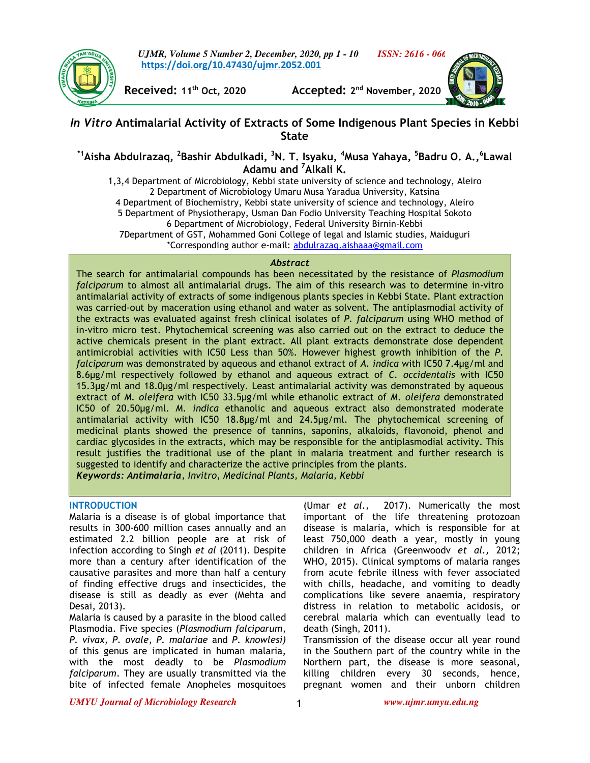Received: 11th Oct, 2020 Accepted: 2nd November, 2020

# *In Vitro* Antimalarial Activity of Extracts of Some Indigenous Plant Species in Kebbi State

**[*1]Aisha Abdulrazaq, [2]Bashir Abdulkadi, [3]N. T. Isyaku, [4]Musa Yahaya, [5]Badru O. A.,[6]Lawal Adamu and [7]Alkali K.**

1,3,4 Department of Microbiology, Kebbi state university of science and technology, Aleiro
2 Department of Microbiology Umaru Musa Yaradua University, Katsina
4 Department of Biochemistry, Kebbi state university of science and technology, Aleiro
5 Department of Physiotherapy, Usman Dan Fodio University Teaching Hospital Sokoto
6 Department of Microbiology, Federal University Birnin-Kebbi
7Department of GST, Mohammed Goni College of legal and Islamic studies, Maiduguri
*Corresponding author e-mail: abdulrazaq.aishaaa@gmail.com

## Abstract

The search for antimalarial compounds has been necessitated by the resistance of *Plasmodium falciparum* to almost all antimalarial drugs. The aim of this research was to determine in-vitro antimalarial activity of extracts of some indigenous plants species in Kebbi State. Plant extraction was carried-out by maceration using ethanol and water as solvent. The antiplasmodial activity of the extracts was evaluated against fresh clinical isolates of *P. falciparum* using WHO method of in-vitro micro test. Phytochemical screening was also carried out on the extract to deduce the active chemicals present in the plant extract. All plant extracts demonstrate dose dependent antimicrobial activities with IC50 Less than 50%. However highest growth inhibition of the *P. falciparum* was demonstrated by aqueous and ethanol extract of *A. indica* with IC50 7.4µg/ml and 8.6µg/ml respectively followed by ethanol and aqueous extract of *C. occidentalis* with IC50 15.3µg/ml and 18.0µg/ml respectively. Least antimalarial activity was demonstrated by aqueous extract of *M. oleifera* with IC50 33.5µg/ml while ethanolic extract of *M. oleifera* demonstrated IC50 of 20.50µg/ml. *M. indica* ethanolic and aqueous extract also demonstrated moderate antimalarial activity with IC50 18.8µg/ml and 24.5µg/ml. The phytochemical screening of medicinal plants showed the presence of tannins, saponins, alkaloids, flavonoid, phenol and cardiac glycosides in the extracts, which may be responsible for the antiplasmodial activity. This result justifies the traditional use of the plant in malaria treatment and further research is suggested to identify and characterize the active principles from the plants.

***Keywords: Antimalaria**, Invitro, Medicinal Plants, Malaria, Kebbi*

## INTRODUCTION

Malaria is a disease is of global importance that results in 300-600 million cases annually and an estimated 2.2 billion people are at risk of infection according to Singh *et al* (2011). Despite more than a century after identification of the causative parasites and more than half a century of finding effective drugs and insecticides, the disease is still as deadly as ever (Mehta and Desai, 2013).

Malaria is caused by a parasite in the blood called Plasmodia. Five species (*Plasmodium falciparum, P. vivax, P. ovale, P. malariae* and *P. knowlesi)* of this genus are implicated in human malaria, with the most deadly to be *Plasmodium falciparum*. They are usually transmitted via the bite of infected female Anopheles mosquitoes (Umar *et al.,* 2017). Numerically the most important of the life threatening protozoan disease is malaria, which is responsible for at least 750,000 death a year, mostly in young children in Africa (Greenwoodv *et al.,* 2012; WHO, 2015). Clinical symptoms of malaria ranges from acute febrile illness with fever associated with chills, headache, and vomiting to deadly complications like severe anaemia, respiratory distress in relation to metabolic acidosis, or cerebral malaria which can eventually lead to death (Singh, 2011).

Transmission of the disease occur all year round in the Southern part of the country while in the Northern part, the disease is more seasonal, killing children every 30 seconds, hence, pregnant women and their unborn children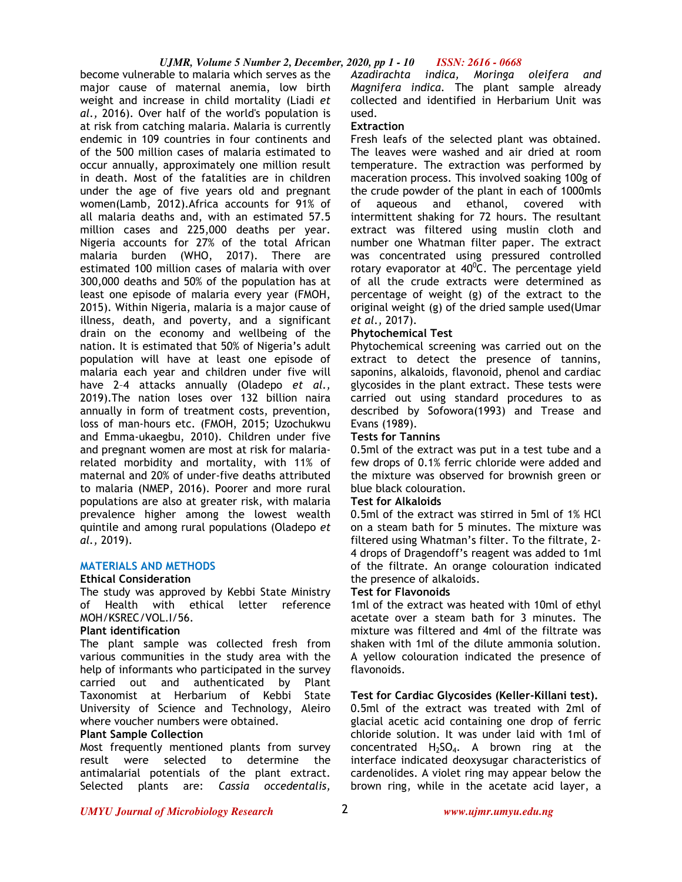become vulnerable to malaria which serves as the major cause of maternal anemia, low birth weight and increase in child mortality (Liadi *et al.,* 2016). Over half of the world's population is at risk from catching malaria. Malaria is currently endemic in 109 countries in four continents and of the 500 million cases of malaria estimated to occur annually, approximately one million result in death. Most of the fatalities are in children under the age of five years old and pregnant women(Lamb, 2012).Africa accounts for 91% of all malaria deaths and, with an estimated 57.5 million cases and 225,000 deaths per year. Nigeria accounts for 27% of the total African malaria burden (WHO, 2017). There are estimated 100 million cases of malaria with over 300,000 deaths and 50% of the population has at least one episode of malaria every year (FMOH, 2015). Within Nigeria, malaria is a major cause of illness, death, and poverty, and a significant drain on the economy and wellbeing of the nation. It is estimated that 50% of Nigeria's adult population will have at least one episode of malaria each year and children under five will have 2–4 attacks annually (Oladepo *et al.,* 2019).The nation loses over 132 billion naira annually in form of treatment costs, prevention, loss of man-hours etc. (FMOH, 2015; Uzochukwu and Emma-ukaegbu, 2010). Children under five and pregnant women are most at risk for malaria-related morbidity and mortality, with 11% of maternal and 20% of under-five deaths attributed to malaria (NMEP, 2016). Poorer and more rural populations are also at greater risk, with malaria prevalence higher among the lowest wealth quintile and among rural populations (Oladepo *et al.,* 2019).

## MATERIALS AND METHODS

**Ethical Consideration**

The study was approved by Kebbi State Ministry of Health with ethical letter reference MOH/KSREC/VOL.I/56.

**Plant identification**

The plant sample was collected fresh from various communities in the study area with the help of informants who participated in the survey carried out and authenticated by Plant Taxonomist at Herbarium of Kebbi State University of Science and Technology, Aleiro where voucher numbers were obtained.

**Plant Sample Collection**

Most frequently mentioned plants from survey result were selected to determine the antimalarial potentials of the plant extract. Selected plants are: *Cassia occedentalis, Azadirachta indica, Moringa oleifera and Magnifera indica*. The plant sample already collected and identified in Herbarium Unit was used.

**Extraction**

Fresh leafs of the selected plant was obtained. The leaves were washed and air dried at room temperature. The extraction was performed by maceration process. This involved soaking 100g of the crude powder of the plant in each of 1000mls of aqueous and ethanol, covered with intermittent shaking for 72 hours. The resultant extract was filtered using muslin cloth and number one Whatman filter paper. The extract was concentrated using pressured controlled rotary evaporator at $40^0$C. The percentage yield of all the crude extracts were determined as percentage of weight (g) of the extract to the original weight (g) of the dried sample used(Umar *et al.,* 2017).

**Phytochemical Test**

Phytochemical screening was carried out on the extract to detect the presence of tannins, saponins, alkaloids, flavonoid, phenol and cardiac glycosides in the plant extract. These tests were carried out using standard procedures to as described by Sofowora(1993) and Trease and Evans (1989).

**Tests for Tannins**

0.5ml of the extract was put in a test tube and a few drops of 0.1% ferric chloride were added and the mixture was observed for brownish green or blue black colouration.

**Test for Alkaloids**

0.5ml of the extract was stirred in 5ml of 1% HCl on a steam bath for 5 minutes. The mixture was filtered using Whatman's filter. To the filtrate, 2-4 drops of Dragendoff's reagent was added to 1ml of the filtrate. An orange colouration indicated the presence of alkaloids.

**Test for Flavonoids**

1ml of the extract was heated with 10ml of ethyl acetate over a steam bath for 3 minutes. The mixture was filtered and 4ml of the filtrate was shaken with 1ml of the dilute ammonia solution. A yellow colouration indicated the presence of flavonoids.

**Test for Cardiac Glycosides (Keller-Killani test).**

0.5ml of the extract was treated with 2ml of glacial acetic acid containing one drop of ferric chloride solution. It was under laid with 1ml of concentrated $H_2SO_4$. A brown ring at the interface indicated deoxysugar characteristics of cardenolides. A violet ring may appear below the brown ring, while in the acetate acid layer, a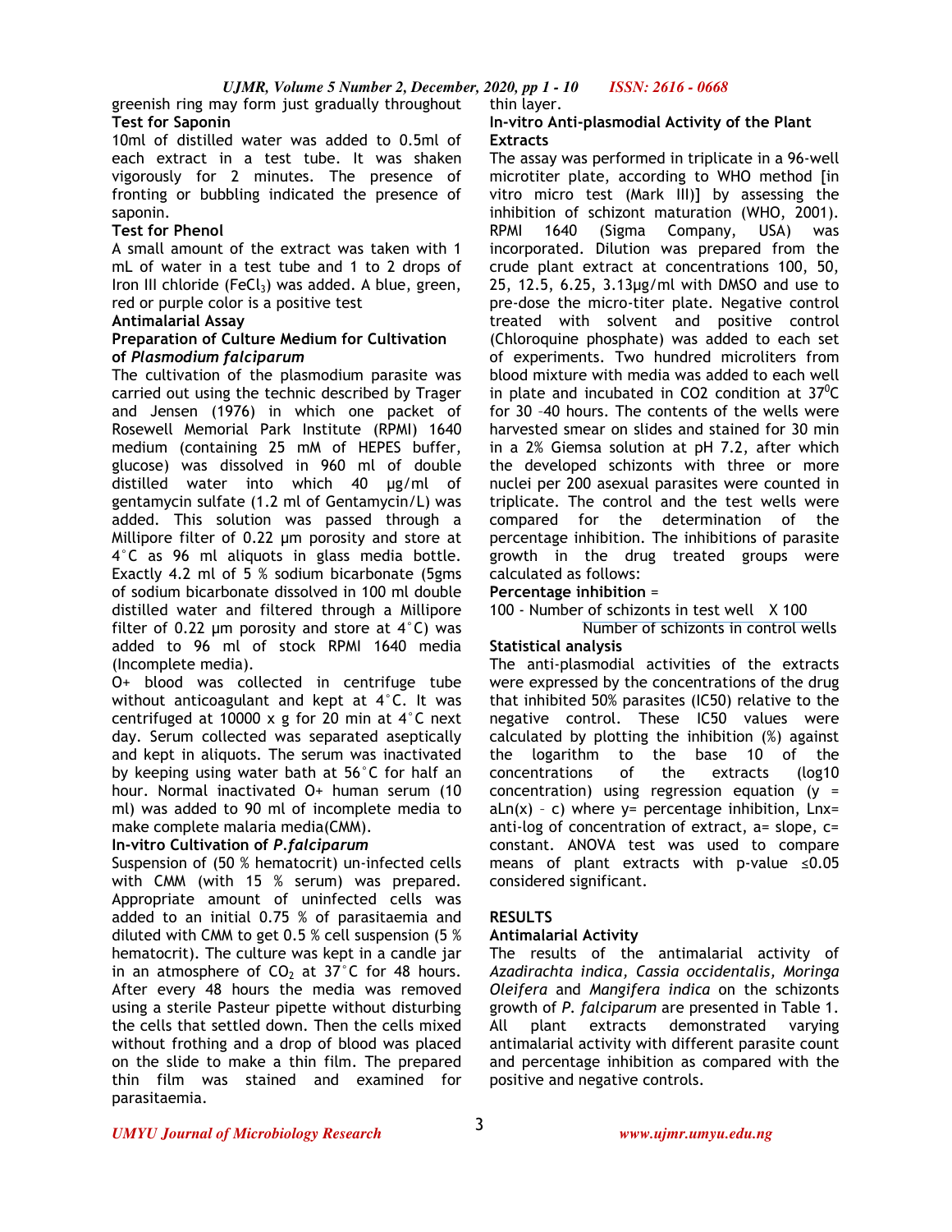greenish ring may form just gradually throughout thin layer.

**Test for Saponin**

10ml of distilled water was added to 0.5ml of each extract in a test tube. It was shaken vigorously for 2 minutes. The presence of fronting or bubbling indicated the presence of saponin.

**Test for Phenol**

A small amount of the extract was taken with 1 mL of water in a test tube and 1 to 2 drops of Iron III chloride ($FeCl_3$) was added. A blue, green, red or purple color is a positive test

## Antimalarial Assay

### Preparation of Culture Medium for Cultivation of *Plasmodium falciparum*

The cultivation of the plasmodium parasite was carried out using the technic described by Trager and Jensen (1976) in which one packet of Rosewell Memorial Park Institute (RPMI) 1640 medium (containing 25 mM of HEPES buffer, glucose) was dissolved in 960 ml of double distilled water into which 40 µg/ml of gentamycin sulfate (1.2 ml of Gentamycin/L) was added. This solution was passed through a Millipore filter of 0.22 µm porosity and store at 4°C as 96 ml aliquots in glass media bottle. Exactly 4.2 ml of 5 % sodium bicarbonate (5gms of sodium bicarbonate dissolved in 100 ml double distilled water and filtered through a Millipore filter of 0.22 µm porosity and store at 4°C) was added to 96 ml of stock RPMI 1640 media (Incomplete media).

O+ blood was collected in centrifuge tube without anticoagulant and kept at 4°C. It was centrifuged at 10000 x g for 20 min at 4°C next day. Serum collected was separated aseptically and kept in aliquots. The serum was inactivated by keeping using water bath at 56°C for half an hour. Normal inactivated O+ human serum (10 ml) was added to 90 ml of incomplete media to make complete malaria media(CMM).

### In-vitro Cultivation of *P.falciparum*

Suspension of (50 % hematocrit) un-infected cells with CMM (with 15 % serum) was prepared. Appropriate amount of uninfected cells was added to an initial 0.75 % of parasitaemia and diluted with CMM to get 0.5 % cell suspension (5 % hematocrit). The culture was kept in a candle jar in an atmosphere of $CO_2$ at 37°C for 48 hours. After every 48 hours the media was removed using a sterile Pasteur pipette without disturbing the cells that settled down. Then the cells mixed without frothing and a drop of blood was placed on the slide to make a thin film. The prepared thin film was stained and examined for parasitaemia.

### In-vitro Anti-plasmodial Activity of the Plant Extracts

The assay was performed in triplicate in a 96-well microtiter plate, according to WHO method [in vitro micro test (Mark III)] by assessing the inhibition of schizont maturation (WHO, 2001). RPMI 1640 (Sigma Company, USA) was incorporated. Dilution was prepared from the crude plant extract at concentrations 100, 50, 25, 12.5, 6.25, 3.13µg/ml with DMSO and use to pre-dose the micro-titer plate. Negative control treated with solvent and positive control (Chloroquine phosphate) was added to each set of experiments. Two hundred microliters from blood mixture with media was added to each well in plate and incubated in CO2 condition at $37^0$C for 30 –40 hours. The contents of the wells were harvested smear on slides and stained for 30 min in a 2% Giemsa solution at pH 7.2, after which the developed schizonts with three or more nuclei per 200 asexual parasites were counted in triplicate. The control and the test wells were compared for the determination of the percentage inhibition. The inhibitions of parasite growth in the drug treated groups were calculated as follows:

**Percentage inhibition** =

$$100 - \frac{\text{Number of schizonts in test well}}{\text{Number of schizonts in control wells}} \times 100$$

**Statistical analysis**

The anti-plasmodial activities of the extracts were expressed by the concentrations of the drug that inhibited 50% parasites (IC50) relative to the negative control. These IC50 values were calculated by plotting the inhibition (%) against the logarithm to the base 10 of the concentrations of the extracts (log10 concentration) using regression equation ($y = aLn(x) - c$) where y= percentage inhibition, Lnx= anti-log of concentration of extract, a= slope, c= constant. ANOVA test was used to compare means of plant extracts with p-value ≤0.05 considered significant.

## RESULTS

### Antimalarial Activity

The results of the antimalarial activity of *Azadirachta indica, Cassia occidentalis, Moringa Oleifera* and *Mangifera indica* on the schizonts growth of *P. falciparum* are presented in Table 1. All plant extracts demonstrated varying antimalarial activity with different parasite count and percentage inhibition as compared with the positive and negative controls.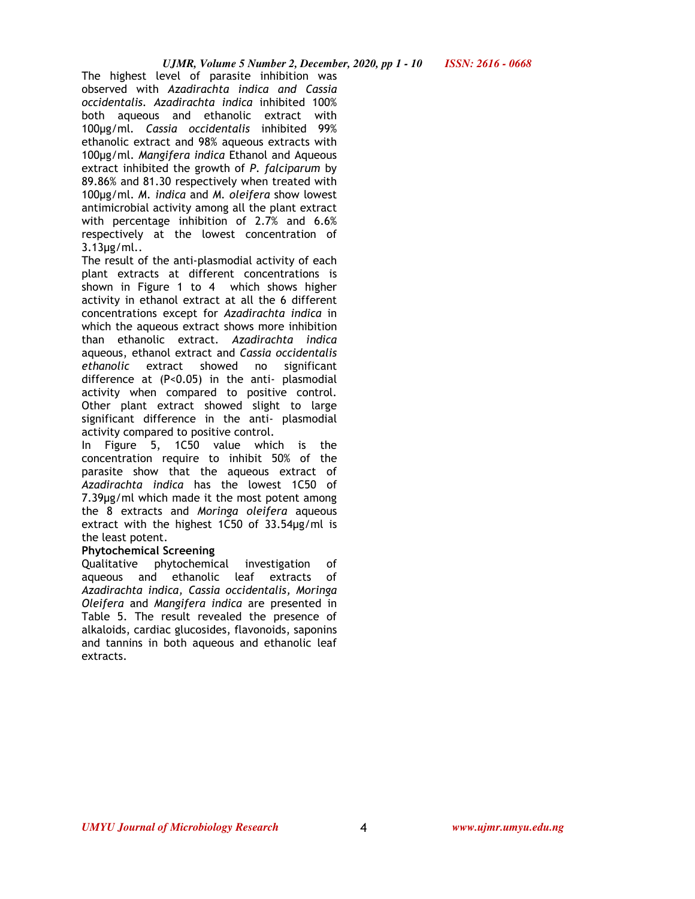The highest level of parasite inhibition was observed with *Azadirachta indica and Cassia occidentalis*. *Azadirachta indica* inhibited 100% both aqueous and ethanolic extract with 100μg/ml. *Cassia occidentalis* inhibited 99% ethanolic extract and 98% aqueous extracts with 100μg/ml. *Mangifera indica* Ethanol and Aqueous extract inhibited the growth of *P. falciparum* by 89.86% and 81.30 respectively when treated with 100μg/ml. *M. indica* and *M. oleifera* show lowest antimicrobial activity among all the plant extract with percentage inhibition of 2.7% and 6.6% respectively at the lowest concentration of 3.13μg/ml..

The result of the anti-plasmodial activity of each plant extracts at different concentrations is shown in Figure 1 to 4 which shows higher activity in ethanol extract at all the 6 different concentrations except for *Azadirachta indica* in which the aqueous extract shows more inhibition than ethanolic extract. *Azadirachta indica* aqueous, ethanol extract and *Cassia occidentalis ethanolic* extract showed no significant difference at ($P<0.05$) in the anti- plasmodial activity when compared to positive control. Other plant extract showed slight to large significant difference in the anti- plasmodial activity compared to positive control.

In Figure 5, 1C50 value which is the concentration require to inhibit 50% of the parasite show that the aqueous extract of *Azadirachta indica* has the lowest 1C50 of 7.39μg/ml which made it the most potent among the 8 extracts and *Moringa oleifera* aqueous extract with the highest 1C50 of 33.54μg/ml is the least potent.

**Phytochemical Screening**

Qualitative phytochemical investigation of aqueous and ethanolic leaf extracts of *Azadirachta indica, Cassia occidentalis, Moringa Oleifera* and *Mangifera indica* are presented in Table 5. The result revealed the presence of alkaloids, cardiac glucosides, flavonoids, saponins and tannins in both aqueous and ethanolic leaf extracts.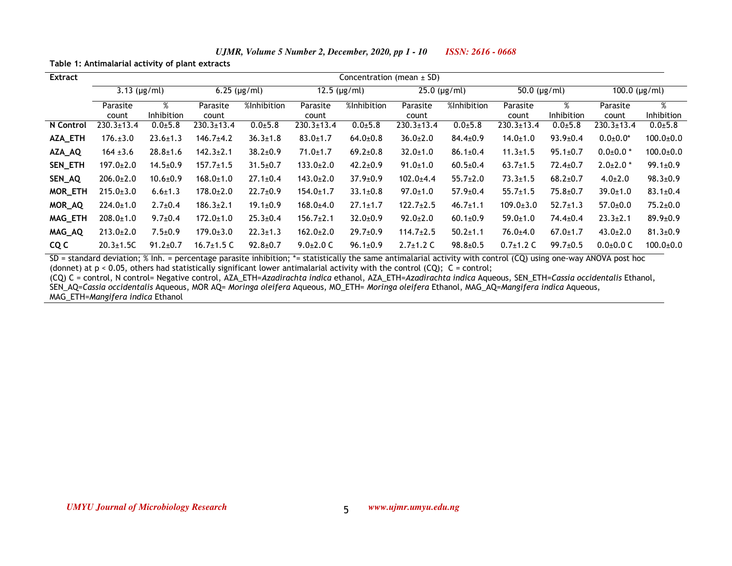**Table 1: Antimalarial activity of plant extracts**

| Extract | Concentration (mean ± SD) | | | | | | | | | | | |
|---|---|---|---|---|---|---|---|---|---|---|---|---|
| | 3.13 (μg/ml) | | 6.25 (μg/ml) | | 12.5 (μg/ml) | | 25.0 (μg/ml) | | 50.0 (μg/ml) | | 100.0 (μg/ml) | |
| | Parasite count | % Inhibition | Parasite count | %Inhibition | Parasite count | %Inhibition | Parasite count | %Inhibition | Parasite count | % Inhibition | Parasite count | % Inhibition |
| **N Control** | 230.3±13.4 | 0.0±5.8 | 230.3±13.4 | 0.0±5.8 | 230.3±13.4 | 0.0±5.8 | 230.3±13.4 | 0.0±5.8 | 230.3±13.4 | 0.0±5.8 | 230.3±13.4 | 0.0±5.8 |
| **AZA_ETH** | 176.±3.0 | 23.6±1.3 | 146.7±4.2 | 36.3±1.8 | 83.0±1.7 | 64.0±0.8 | 36.0±2.0 | 84.4±0.9 | 14.0±1.0 | 93.9±0.4 | 0.0±0.0* | 100.0±0.0 |
| **AZA_AQ** | 164 ±3.6 | 28.8±1.6 | 142.3±2.1 | 38.2±0.9 | 71.0±1.7 | 69.2±0.8 | 32.0±1.0 | 86.1±0.4 | 11.3±1.5 | 95.1±0.7 | 0.0±0.0 * | 100.0±0.0 |
| **SEN_ETH** | 197.0±2.0 | 14.5±0.9 | 157.7±1.5 | 31.5±0.7 | 133.0±2.0 | 42.2±0.9 | 91.0±1.0 | 60.5±0.4 | 63.7±1.5 | 72.4±0.7 | 2.0±2.0 * | 99.1±0.9 |
| **SEN_AQ** | 206.0±2.0 | 10.6±0.9 | 168.0±1.0 | 27.1±0.4 | 143.0±2.0 | 37.9±0.9 | 102.0±4.4 | 55.7±2.0 | 73.3±1.5 | 68.2±0.7 | 4.0±2.0 | 98.3±0.9 |
| **MOR_ETH** | 215.0±3.0 | 6.6±1.3 | 178.0±2.0 | 22.7±0.9 | 154.0±1.7 | 33.1±0.8 | 97.0±1.0 | 57.9±0.4 | 55.7±1.5 | 75.8±0.7 | 39.0±1.0 | 83.1±0.4 |
| **MOR_AQ** | 224.0±1.0 | 2.7±0.4 | 186.3±2.1 | 19.1±0.9 | 168.0±4.0 | 27.1±1.7 | 122.7±2.5 | 46.7±1.1 | 109.0±3.0 | 52.7±1.3 | 57.0±0.0 | 75.2±0.0 |
| **MAG_ETH** | 208.0±1.0 | 9.7±0.4 | 172.0±1.0 | 25.3±0.4 | 156.7±2.1 | 32.0±0.9 | 92.0±2.0 | 60.1±0.9 | 59.0±1.0 | 74.4±0.4 | 23.3±2.1 | 89.9±0.9 |
| **MAG_AQ** | 213.0±2.0 | 7.5±0.9 | 179.0±3.0 | 22.3±1.3 | 162.0±2.0 | 29.7±0.9 | 114.7±2.5 | 50.2±1.1 | 76.0±4.0 | 67.0±1.7 | 43.0±2.0 | 81.3±0.9 |
| **CQ C** | 20.3±1.5C | 91.2±0.7 | 16.7±1.5 C | 92.8±0.7 | 9.0±2.0 C | 96.1±0.9 | 2.7±1.2 C | 98.8±0.5 | 0.7±1.2 C | 99.7±0.5 | 0.0±0.0 C | 100.0±0.0 |

SD = standard deviation; % Inh. = percentage parasite inhibition; *= statistically the same antimalarial activity with control (CQ) using one-way ANOVA post hoc (donnet) at $p < 0.05$, others had statistically significant lower antimalarial activity with the control (CQ); C = control;
(CQ) C = control, N control= Negative control, AZA_ETH=*Azadirachta indica* ethanol, AZA_ETH=*Azadirachta indica* Aqueous, SEN_ETH=*Cassia occidentalis* Ethanol, SEN_AQ=*Cassia occidentalis* Aqueous, MOR AQ= *Moringa oleifera* Aqueous, MO_ETH= *Moringa oleifera* Ethanol, MAG_AQ=*Mangifera indica* Aqueous, MAG_ETH=*Mangifera indica* Ethanol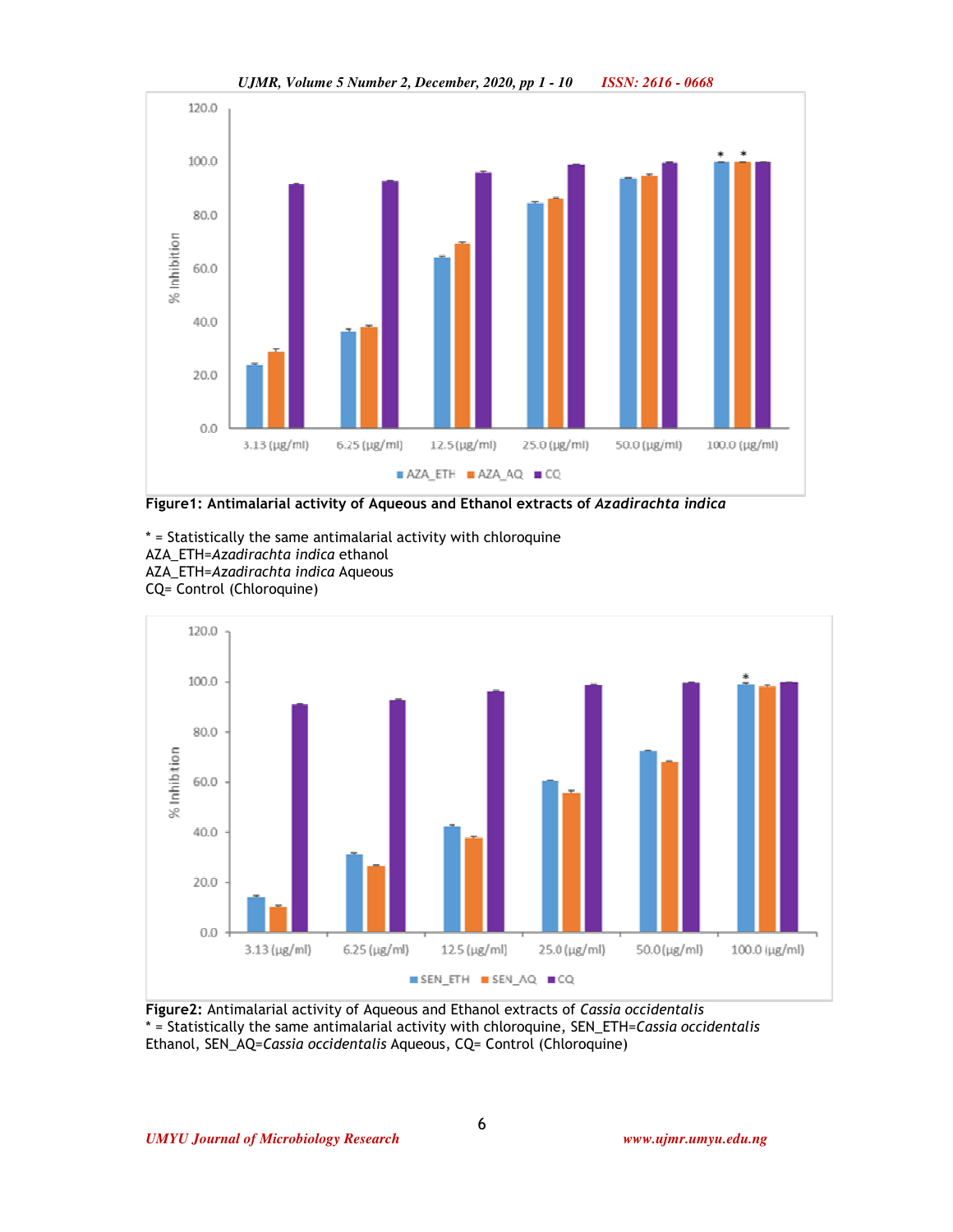**Figure1: Antimalarial activity of Aqueous and Ethanol extracts of *Azadirachta indica***

* = Statistically the same antimalarial activity with chloroquine
AZA_ETH=*Azadirachta indica* ethanol
AZA_ETH=*Azadirachta indica* Aqueous
CQ= Control (Chloroquine)

**Figure2:** Antimalarial activity of Aqueous and Ethanol extracts of *Cassia occidentalis*
* = Statistically the same antimalarial activity with chloroquine, SEN_ETH=*Cassia occidentalis* Ethanol, SEN_AQ=*Cassia occidentalis* Aqueous, CQ= Control (Chloroquine)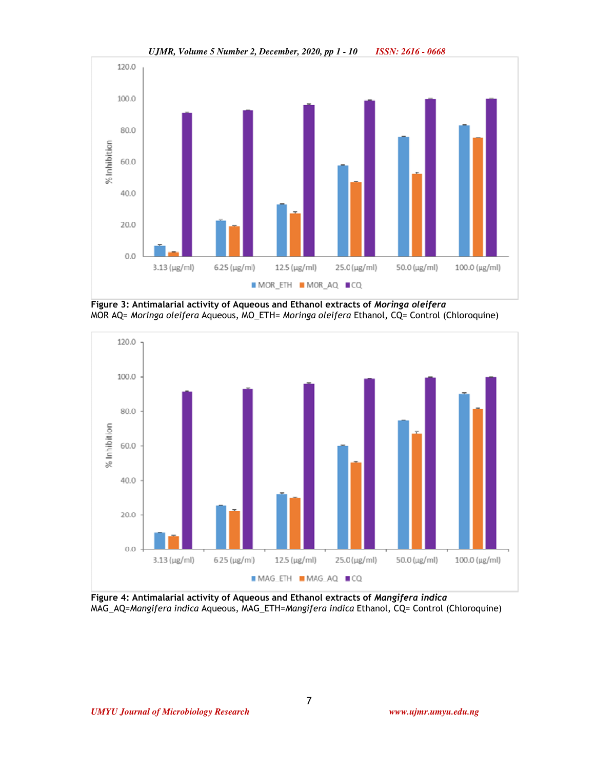**Figure 3: Antimalarial activity of Aqueous and Ethanol extracts of *Moringa oleifera***
MOR AQ= *Moringa oleifera* Aqueous, MO_ETH= *Moringa oleifera* Ethanol, CQ= Control (Chloroquine)

**Figure 4: Antimalarial activity of Aqueous and Ethanol extracts of *Mangifera indica***
MAG_AQ=*Mangifera indica* Aqueous, MAG_ETH=*Mangifera indica* Ethanol, CQ= Control (Chloroquine)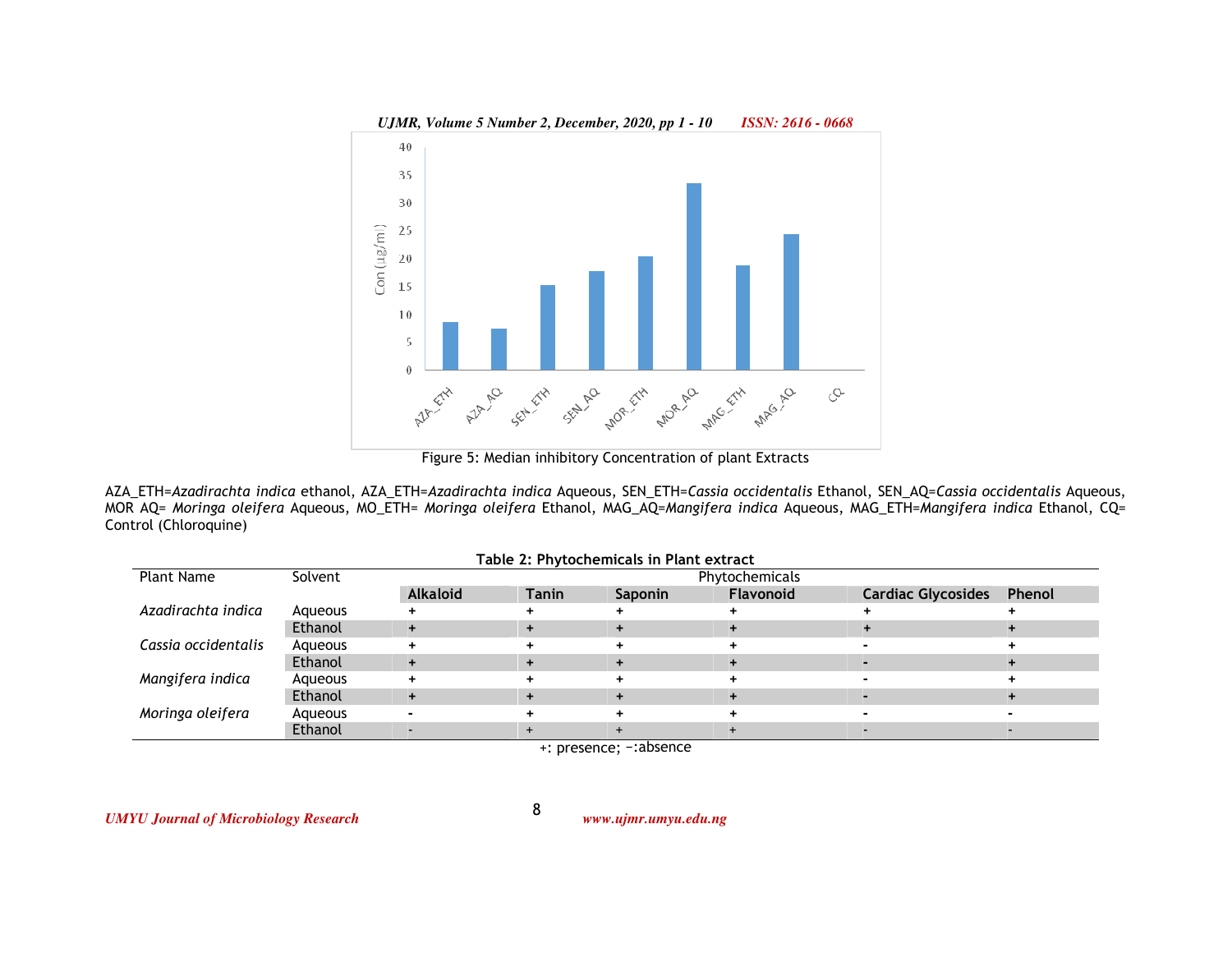Figure 5: Median inhibitory Concentration of plant Extracts

AZA_ETH=*Azadirachta indica* ethanol, AZA_ETH=*Azadirachta indica* Aqueous, SEN_ETH=*Cassia occidentalis* Ethanol, SEN_AQ=*Cassia occidentalis* Aqueous, MOR AQ= *Moringa oleifera* Aqueous, MO_ETH= *Moringa oleifera* Ethanol, MAG_AQ=*Mangifera indica* Aqueous, MAG_ETH=*Mangifera indica* Ethanol, CQ= Control (Chloroquine)

**Table 2: Phytochemicals in Plant extract**

| Plant Name | Solvent | Phytochemicals | | | | | |
|---|---|---|---|---|---|---|---|
| | | **Alkaloid** | **Tanin** | **Saponin** | **Flavonoid** | **Cardiac Glycosides** | **Phenol** |
| *Azadirachta indica* | Aqueous | + | + | + | + | + | + |
| | Ethanol | + | + | + | + | + | + |
| *Cassia occidentalis* | Aqueous | + | + | + | + | - | + |
| | Ethanol | + | + | + | + | - | + |
| *Mangifera indica* | Aqueous | + | + | + | + | - | + |
| | Ethanol | + | + | + | + | - | + |
| *Moringa oleifera* | Aqueous | - | + | + | + | - | - |
| | Ethanol | - | + | + | + | - | - |

+: presence; −:absence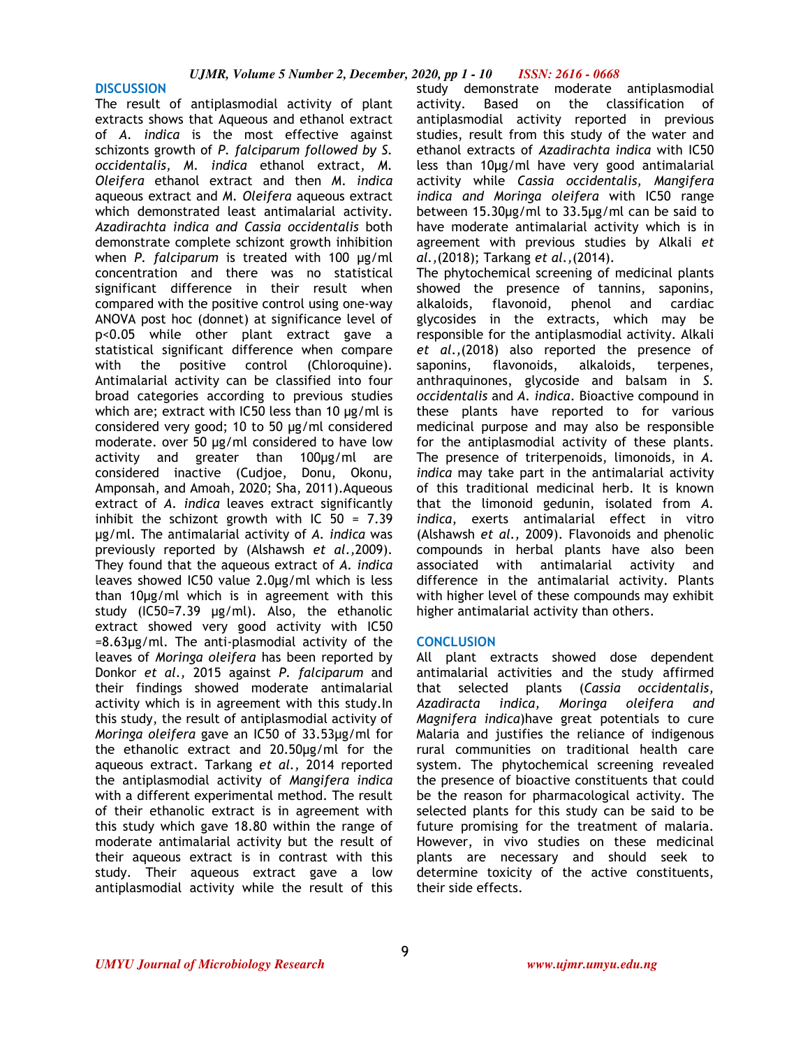## DISCUSSION

The result of antiplasmodial activity of plant extracts shows that Aqueous and ethanol extract of *A. indica* is the most effective against schizonts growth of *P. falciparum followed by S. occidentalis, M. indica* ethanol extract, *M. Oleifera* ethanol extract and then *M. indica* aqueous extract and *M. Oleifera* aqueous extract which demonstrated least antimalarial activity. *Azadirachta indica and Cassia occidentalis* both demonstrate complete schizont growth inhibition when *P. falciparum* is treated with 100 µg/ml concentration and there was no statistical significant difference in their result when compared with the positive control using one-way ANOVA post hoc (donnet) at significance level of $p<0.05$ while other plant extract gave a statistical significant difference when compare with the positive control (Chloroquine). Antimalarial activity can be classified into four broad categories according to previous studies which are; extract with IC50 less than 10 µg/ml is considered very good; 10 to 50 µg/ml considered moderate. over 50 µg/ml considered to have low activity and greater than 100µg/ml are considered inactive (Cudjoe, Donu, Okonu, Amponsah, and Amoah, 2020; Sha, 2011).Aqueous extract of *A. indica* leaves extract significantly inhibit the schizont growth with IC 50 = 7.39 µg/ml. The antimalarial activity of *A. indica* was previously reported by (Alshawsh *et al.,*2009). They found that the aqueous extract of *A. indica* leaves showed IC50 value 2.0µg/ml which is less than 10µg/ml which is in agreement with this study (IC50=7.39 µg/ml). Also, the ethanolic extract showed very good activity with IC50 =8.63µg/ml. The anti-plasmodial activity of the leaves of *Moringa oleifera* has been reported by Donkor *et al.,* 2015 against *P. falciparum* and their findings showed moderate antimalarial activity which is in agreement with this study.In this study, the result of antiplasmodial activity of *Moringa oleifera* gave an IC50 of 33.53µg/ml for the ethanolic extract and 20.50µg/ml for the aqueous extract. Tarkang *et al.,* 2014 reported the antiplasmodial activity of *Mangifera indica* with a different experimental method. The result of their ethanolic extract is in agreement with this study which gave 18.80 within the range of moderate antimalarial activity but the result of their aqueous extract is in contrast with this study. Their aqueous extract gave a low antiplasmodial activity while the result of this study demonstrate moderate antiplasmodial activity. Based on the classification of antiplasmodial activity reported in previous studies, result from this study of the water and ethanol extracts of *Azadirachta indica* with IC50 less than 10µg/ml have very good antimalarial activity while *Cassia occidentalis, Mangifera indica and Moringa oleifera* with IC50 range between 15.30µg/ml to 33.5µg/ml can be said to have moderate antimalarial activity which is in agreement with previous studies by Alkali *et al.,*(2018); Tarkang *et al.,*(2014).

The phytochemical screening of medicinal plants showed the presence of tannins, saponins, alkaloids, flavonoid, phenol and cardiac glycosides in the extracts, which may be responsible for the antiplasmodial activity. Alkali *et al.,*(2018) also reported the presence of saponins, flavonoids, alkaloids, terpenes, anthraquinones, glycoside and balsam in *S. occidentalis* and *A. indica*. Bioactive compound in these plants have reported to for various medicinal purpose and may also be responsible for the antiplasmodial activity of these plants. The presence of triterpenoids, limonoids, in *A. indica* may take part in the antimalarial activity of this traditional medicinal herb. It is known that the limonoid gedunin, isolated from *A. indica*, exerts antimalarial effect in vitro (Alshawsh *et al.,* 2009). Flavonoids and phenolic compounds in herbal plants have also been associated with antimalarial activity and difference in the antimalarial activity. Plants with higher level of these compounds may exhibit higher antimalarial activity than others.

## CONCLUSION

All plant extracts showed dose dependent antimalarial activities and the study affirmed that selected plants (*Cassia occidentalis, Azadiracta indica, Moringa oleifera and Magnifera indica*)have great potentials to cure Malaria and justifies the reliance of indigenous rural communities on traditional health care system. The phytochemical screening revealed the presence of bioactive constituents that could be the reason for pharmacological activity. The selected plants for this study can be said to be future promising for the treatment of malaria. However, in vivo studies on these medicinal plants are necessary and should seek to determine toxicity of the active constituents, their side effects.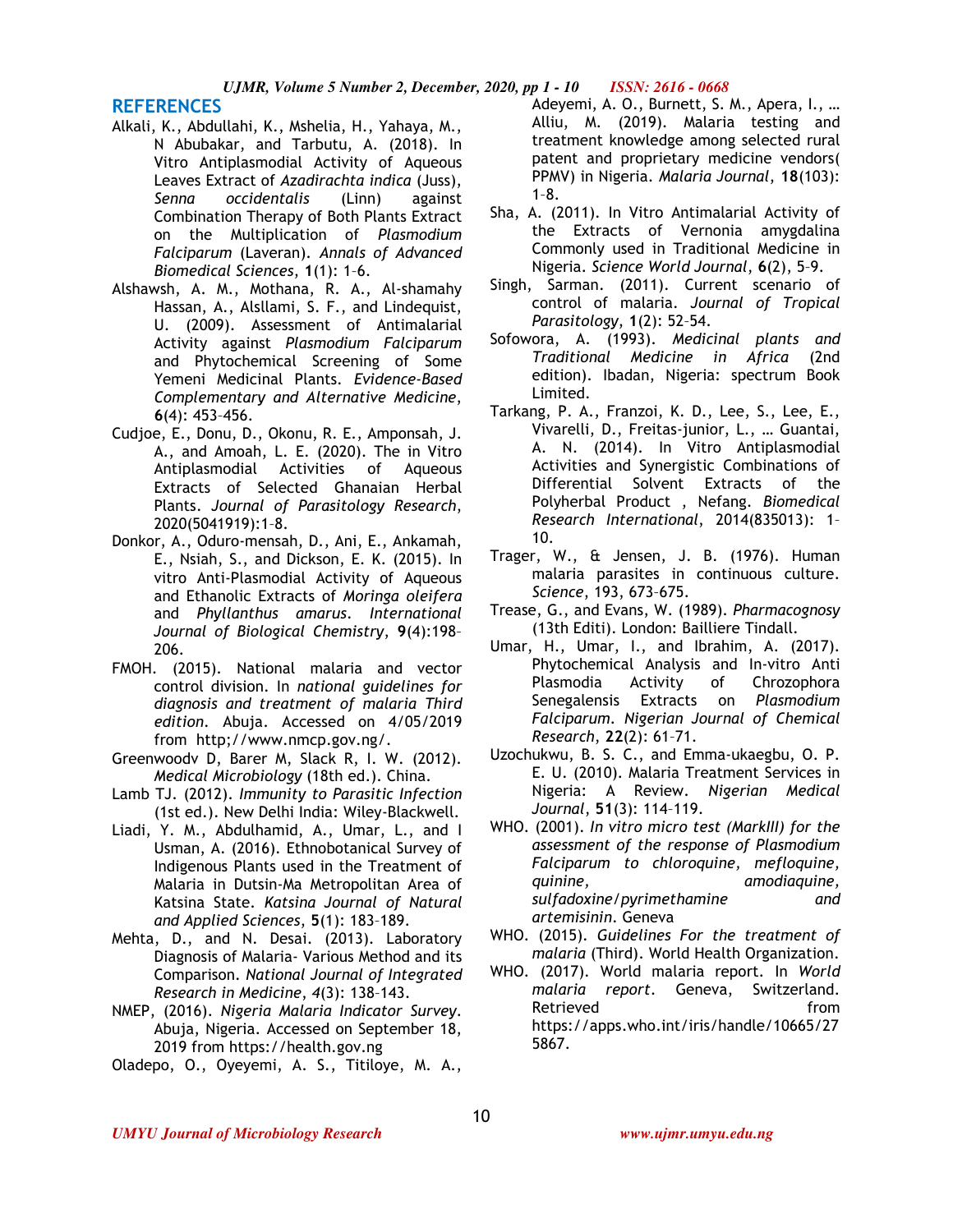## REFERENCES

Alkali, K., Abdullahi, K., Mshelia, H., Yahaya, M., N Abubakar, and Tarbutu, A. (2018). In Vitro Antiplasmodial Activity of Aqueous Leaves Extract of *Azadirachta indica* (Juss), *Senna occidentalis* (Linn) against Combination Therapy of Both Plants Extract on the Multiplication of *Plasmodium Falciparum* (Laveran). *Annals of Advanced Biomedical Sciences*, **1**(1): 1–6.

Alshawsh, A. M., Mothana, R. A., Al-shamahy Hassan, A., Alsllami, S. F., and Lindequist, U. (2009). Assessment of Antimalarial Activity against *Plasmodium Falciparum* and Phytochemical Screening of Some Yemeni Medicinal Plants. *Evidence-Based Complementary and Alternative Medicine*, **6**(4): 453–456.

Cudjoe, E., Donu, D., Okonu, R. E., Amponsah, J. A., and Amoah, L. E. (2020). The in Vitro Antiplasmodial Activities of Aqueous Extracts of Selected Ghanaian Herbal Plants. *Journal of Parasitology Research*, 2020(5041919):1–8.

Donkor, A., Oduro-mensah, D., Ani, E., Ankamah, E., Nsiah, S., and Dickson, E. K. (2015). In vitro Anti-Plasmodial Activity of Aqueous and Ethanolic Extracts of *Moringa oleifera* and *Phyllanthus amarus*. *International Journal of Biological Chemistry*, **9**(4):198–206.

FMOH. (2015). National malaria and vector control division. In *national guidelines for diagnosis and treatment of malaria Third edition*. Abuja. Accessed on 4/05/2019 from http;//www.nmcp.gov.ng/.

Greenwoodv D, Barer M, Slack R, I. W. (2012). *Medical Microbiology* (18th ed.). China.

Lamb TJ. (2012). *Immunity to Parasitic Infection* (1st ed.). New Delhi India: Wiley-Blackwell.

Liadi, Y. M., Abdulhamid, A., Umar, L., and I Usman, A. (2016). Ethnobotanical Survey of Indigenous Plants used in the Treatment of Malaria in Dutsin-Ma Metropolitan Area of Katsina State. *Katsina Journal of Natural and Applied Sciences*, **5**(1): 183–189.

Mehta, D., and N. Desai. (2013). Laboratory Diagnosis of Malaria- Various Method and its Comparison. *National Journal of Integrated Research in Medicine*, *4*(3): 138–143.

NMEP, (2016). *Nigeria Malaria Indicator Survey*. Abuja, Nigeria. Accessed on September 18, 2019 from https://health.gov.ng

Oladepo, O., Oyeyemi, A. S., Titiloye, M. A., Adeyemi, A. O., Burnett, S. M., Apera, I., … Alliu, M. (2019). Malaria testing and treatment knowledge among selected rural patent and proprietary medicine vendors( PPMV) in Nigeria. *Malaria Journal*, **18**(103): 1–8.

Sha, A. (2011). In Vitro Antimalarial Activity of the Extracts of Vernonia amygdalina Commonly used in Traditional Medicine in Nigeria. *Science World Journal*, **6**(2), 5–9.

Singh, Sarman. (2011). Current scenario of control of malaria. *Journal of Tropical Parasitology*, **1**(2): 52–54.

Sofowora, A. (1993). *Medicinal plants and Traditional Medicine in Africa* (2nd edition). Ibadan, Nigeria: spectrum Book Limited.

Tarkang, P. A., Franzoi, K. D., Lee, S., Lee, E., Vivarelli, D., Freitas-junior, L., … Guantai, A. N. (2014). In Vitro Antiplasmodial Activities and Synergistic Combinations of Differential Solvent Extracts of the Polyherbal Product , Nefang. *Biomedical Research International*, 2014(835013): 1–10.

Trager, W., & Jensen, J. B. (1976). Human malaria parasites in continuous culture. *Science*, 193, 673–675.

Trease, G., and Evans, W. (1989). *Pharmacognosy* (13th Editi). London: Bailliere Tindall.

Umar, H., Umar, I., and Ibrahim, A. (2017). Phytochemical Analysis and In-vitro Anti Plasmodia Activity of Chrozophora Senegalensis Extracts on *Plasmodium Falciparum*. *Nigerian Journal of Chemical Research*, **22**(2): 61–71.

Uzochukwu, B. S. C., and Emma-ukaegbu, O. P. E. U. (2010). Malaria Treatment Services in Nigeria: A Review. *Nigerian Medical Journal*, **51**(3): 114–119.

WHO. (2001). *In vitro micro test (MarkIII) for the assessment of the response of Plasmodium Falciparum to chloroquine, mefloquine, quinine, amodiaquine, sulfadoxine/pyrimethamine and artemisinin*. Geneva

WHO. (2015). *Guidelines For the treatment of malaria* (Third). World Health Organization.

WHO. (2017). World malaria report. In *World malaria report*. Geneva, Switzerland. Retrieved from https://apps.who.int/iris/handle/10665/275867.